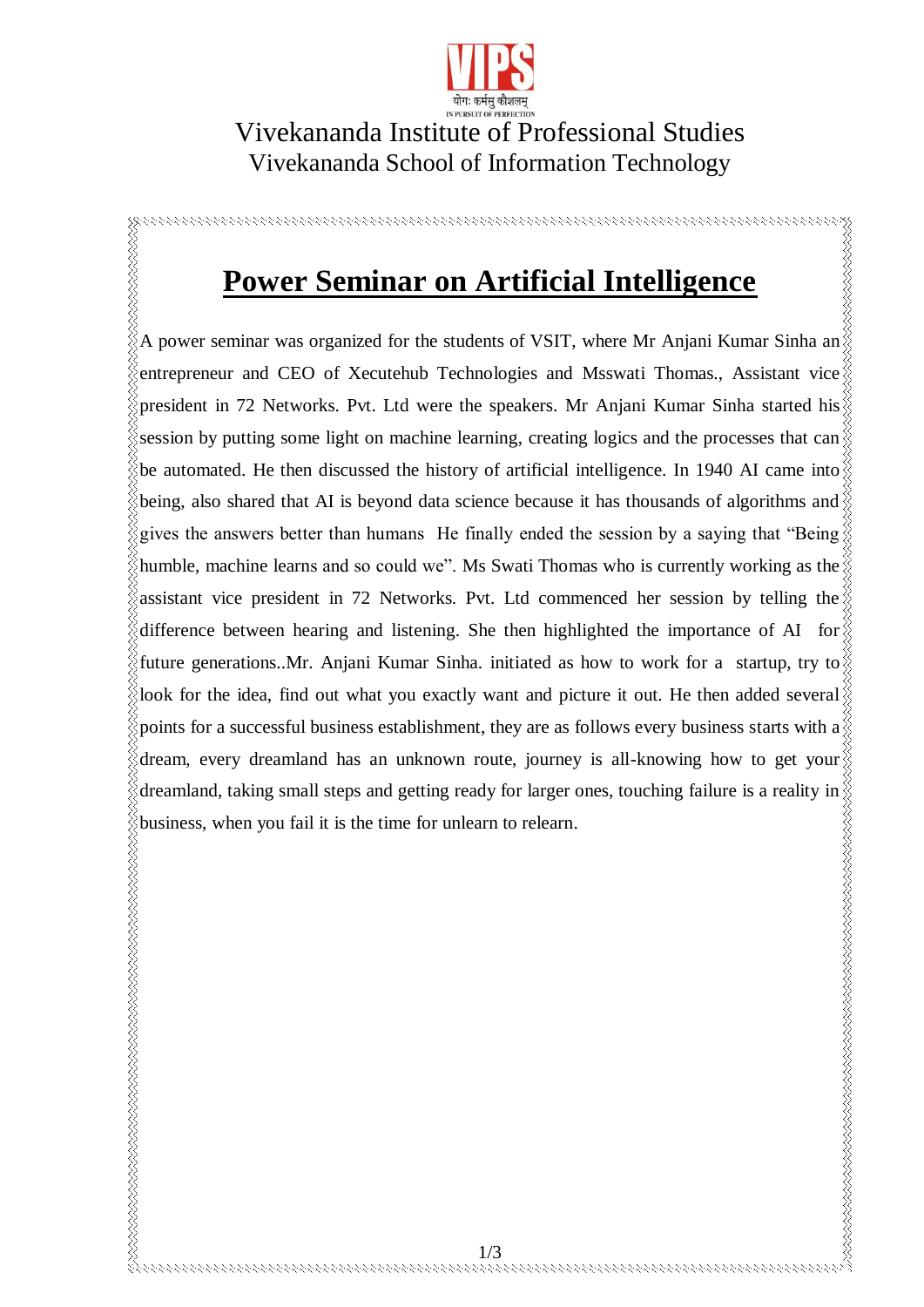Vivekananda Institute of Professional Studies

Vivekananda School of Information Technology

# Power Seminar on Artificial Intelligence

A power seminar was organized for the students of VSIT, where Mr Anjani Kumar Sinha an entrepreneur and CEO of Xecutehub Technologies and Msswati Thomas., Assistant vice president in 72 Networks. Pvt. Ltd were the speakers. Mr Anjani Kumar Sinha started his session by putting some light on machine learning, creating logics and the processes that can be automated. He then discussed the history of artificial intelligence. In 1940 AI came into being, also shared that AI is beyond data science because it has thousands of algorithms and gives the answers better than humans He finally ended the session by a saying that "Being humble, machine learns and so could we". Ms Swati Thomas who is currently working as the assistant vice president in 72 Networks. Pvt. Ltd commenced her session by telling the difference between hearing and listening. She then highlighted the importance of AI for future generations..Mr. Anjani Kumar Sinha. initiated as how to work for a startup, try to look for the idea, find out what you exactly want and picture it out. He then added several points for a successful business establishment, they are as follows every business starts with a dream, every dreamland has an unknown route, journey is all-knowing how to get your dreamland, taking small steps and getting ready for larger ones, touching failure is a reality in business, when you fail it is the time for unlearn to relearn.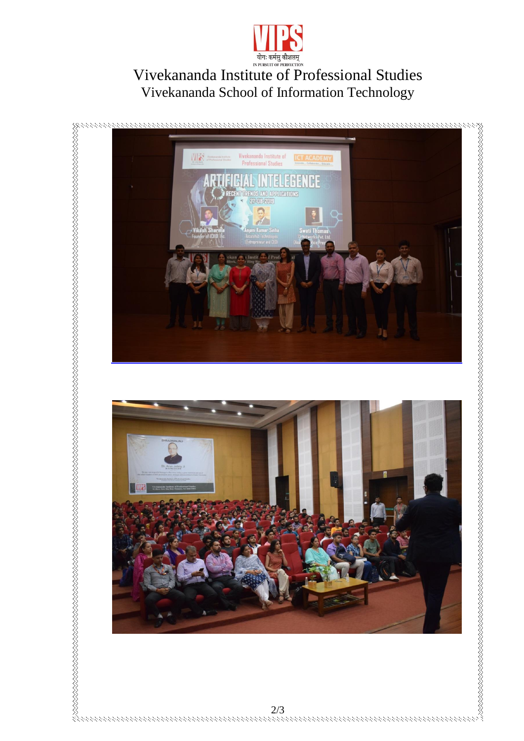Vivekananda Institute of Professional Studies

Vivekananda School of Information Technology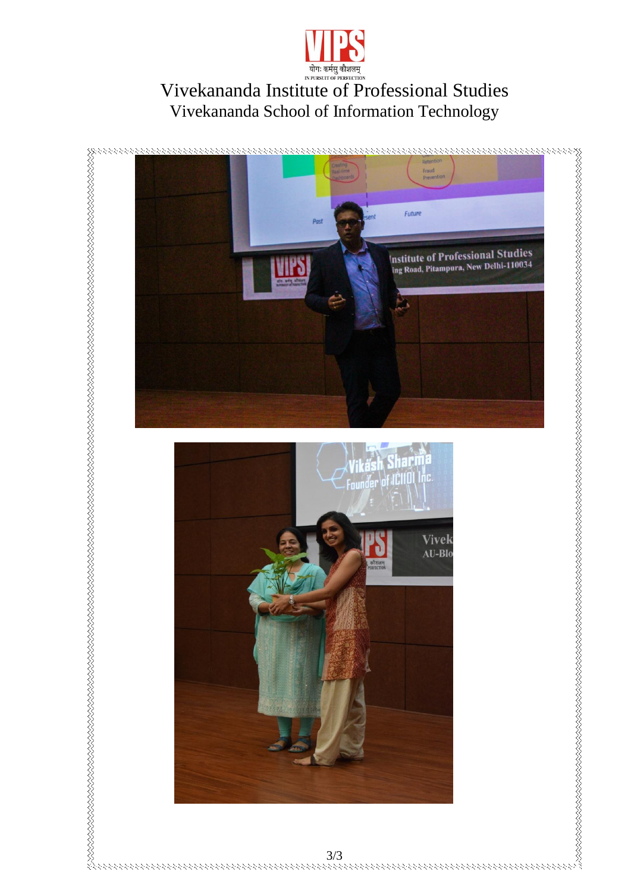VIPS

योगः कर्मसु कौशलम्

IN PURSUIT OF PERFECTION

# Vivekananda Institute of Professional Studies

## Vivekananda School of Information Technology